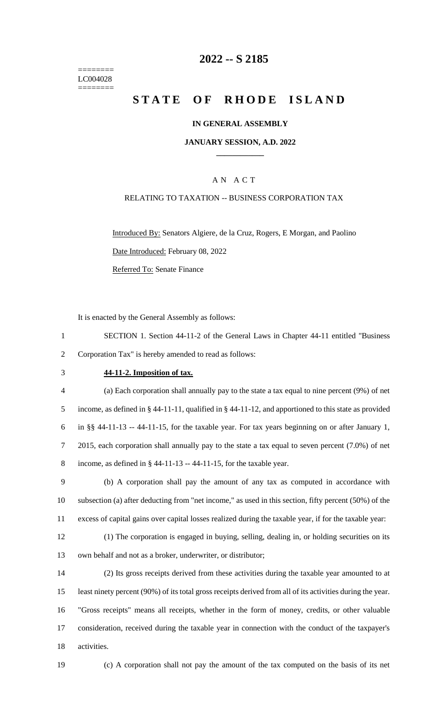========
LC004028
========

# 2022 -- S 2185

# STATE OF RHODE ISLAND

**IN GENERAL ASSEMBLY**

**JANUARY SESSION, A.D. 2022**

---

A N A C T

RELATING TO TAXATION -- BUSINESS CORPORATION TAX

Introduced By: Senators Algiere, de la Cruz, Rogers, E Morgan, and Paolino

Date Introduced: February 08, 2022

Referred To: Senate Finance

It is enacted by the General Assembly as follows:

SECTION 1. Section 44-11-2 of the General Laws in Chapter 44-11 entitled "Business Corporation Tax" is hereby amended to read as follows:

**44-11-2. Imposition of tax.**

(a) Each corporation shall annually pay to the state a tax equal to nine percent (9%) of net income, as defined in § 44-11-11, qualified in § 44-11-12, and apportioned to this state as provided in §§ 44-11-13 -- 44-11-15, for the taxable year. For tax years beginning on or after January 1, 2015, each corporation shall annually pay to the state a tax equal to seven percent (7.0%) of net income, as defined in § 44-11-13 -- 44-11-15, for the taxable year.

(b) A corporation shall pay the amount of any tax as computed in accordance with subsection (a) after deducting from "net income," as used in this section, fifty percent (50%) of the excess of capital gains over capital losses realized during the taxable year, if for the taxable year:

(1) The corporation is engaged in buying, selling, dealing in, or holding securities on its own behalf and not as a broker, underwriter, or distributor;

(2) Its gross receipts derived from these activities during the taxable year amounted to at least ninety percent (90%) of its total gross receipts derived from all of its activities during the year. "Gross receipts" means all receipts, whether in the form of money, credits, or other valuable consideration, received during the taxable year in connection with the conduct of the taxpayer's activities.

(c) A corporation shall not pay the amount of the tax computed on the basis of its net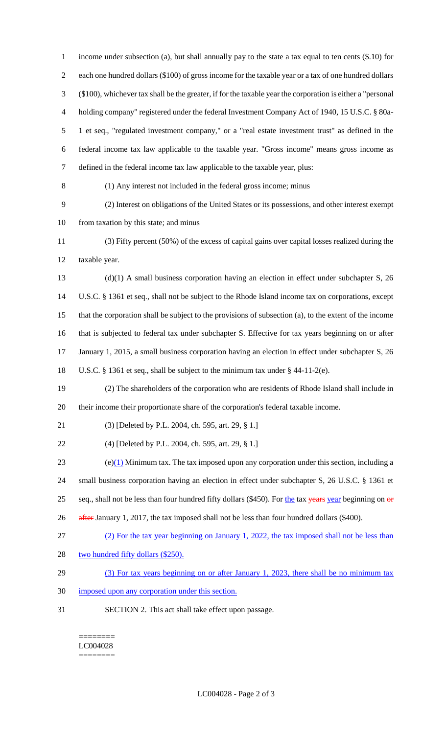income under subsection (a), but shall annually pay to the state a tax equal to ten cents ($.10) for each one hundred dollars ($100) of gross income for the taxable year or a tax of one hundred dollars ($100), whichever tax shall be the greater, if for the taxable year the corporation is either a "personal holding company" registered under the federal Investment Company Act of 1940, 15 U.S.C. § 80a-1 et seq., "regulated investment company," or a "real estate investment trust" as defined in the federal income tax law applicable to the taxable year. "Gross income" means gross income as defined in the federal income tax law applicable to the taxable year, plus:

(1) Any interest not included in the federal gross income; minus

(2) Interest on obligations of the United States or its possessions, and other interest exempt from taxation by this state; and minus

(3) Fifty percent (50%) of the excess of capital gains over capital losses realized during the taxable year.

(d)(1) A small business corporation having an election in effect under subchapter S, 26 U.S.C. § 1361 et seq., shall not be subject to the Rhode Island income tax on corporations, except that the corporation shall be subject to the provisions of subsection (a), to the extent of the income that is subjected to federal tax under subchapter S. Effective for tax years beginning on or after January 1, 2015, a small business corporation having an election in effect under subchapter S, 26 U.S.C. § 1361 et seq., shall be subject to the minimum tax under § 44-11-2(e).

(2) The shareholders of the corporation who are residents of Rhode Island shall include in their income their proportionate share of the corporation's federal taxable income.

(3) [Deleted by P.L. 2004, ch. 595, art. 29, § 1.]

(4) [Deleted by P.L. 2004, ch. 595, art. 29, § 1.]

(e)(1) Minimum tax. The tax imposed upon any corporation under this section, including a small business corporation having an election in effect under subchapter S, 26 U.S.C. § 1361 et seq., shall not be less than four hundred fifty dollars ($450). For the tax ~~years~~ year beginning on ~~or after~~ January 1, 2017, the tax imposed shall not be less than four hundred dollars ($400).

(2) For the tax year beginning on January 1, 2022, the tax imposed shall not be less than two hundred fifty dollars ($250).

(3) For tax years beginning on or after January 1, 2023, there shall be no minimum tax imposed upon any corporation under this section.

SECTION 2. This act shall take effect upon passage.

========
LC004028
========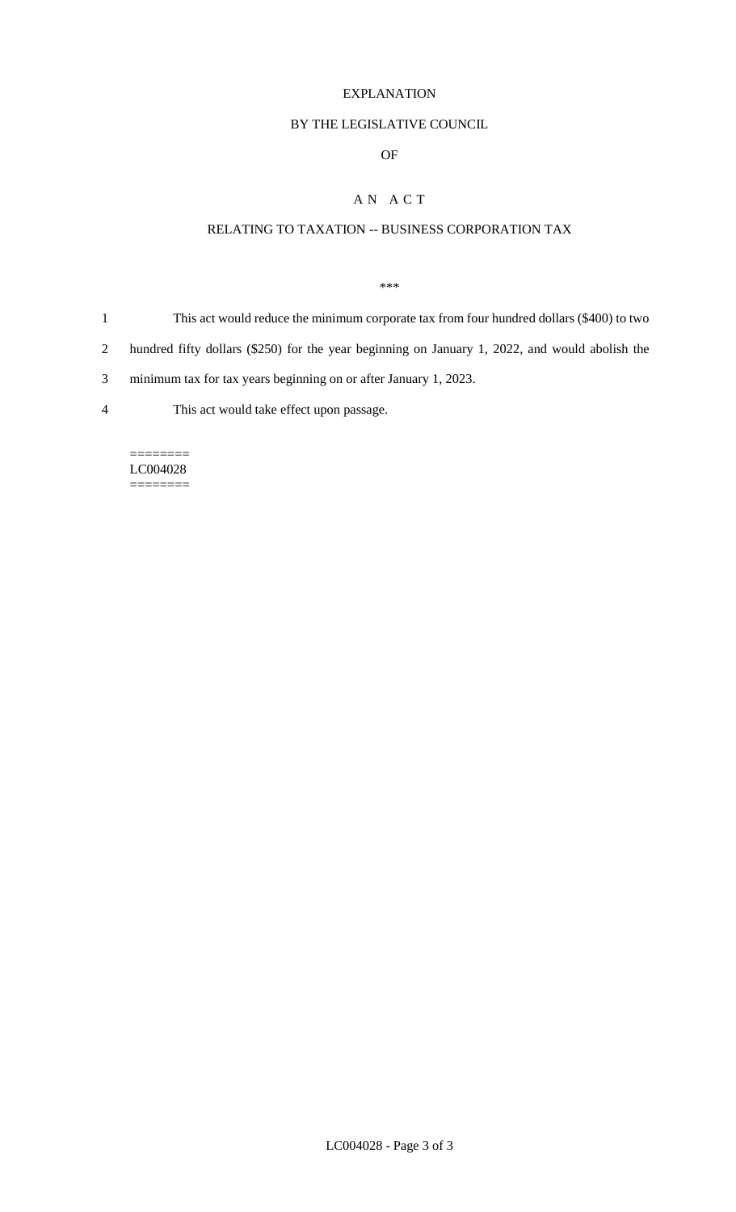EXPLANATION

BY THE LEGISLATIVE COUNCIL

OF

A N A C T

RELATING TO TAXATION -- BUSINESS CORPORATION TAX

\*\*\*

This act would reduce the minimum corporate tax from four hundred dollars ($400) to two hundred fifty dollars ($250) for the year beginning on January 1, 2022, and would abolish the minimum tax for tax years beginning on or after January 1, 2023.

This act would take effect upon passage.

========
LC004028
========